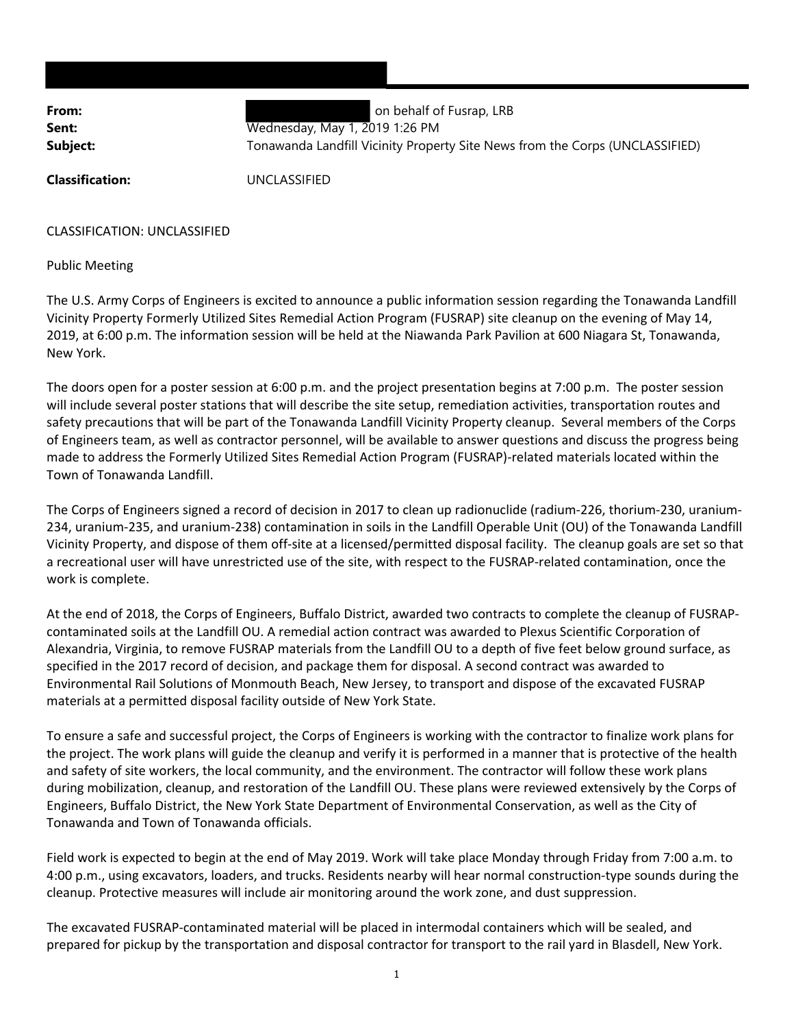**From:** [REDACTED] on behalf of Fusrap, LRB
**Sent:** Wednesday, May 1, 2019 1:26 PM
**Subject:** Tonawanda Landfill Vicinity Property Site News from the Corps (UNCLASSIFIED)

**Classification:** UNCLASSIFIED

CLASSIFICATION: UNCLASSIFIED

Public Meeting

The U.S. Army Corps of Engineers is excited to announce a public information session regarding the Tonawanda Landfill Vicinity Property Formerly Utilized Sites Remedial Action Program (FUSRAP) site cleanup on the evening of May 14, 2019, at 6:00 p.m. The information session will be held at the Niawanda Park Pavilion at 600 Niagara St, Tonawanda, New York.

The doors open for a poster session at 6:00 p.m. and the project presentation begins at 7:00 p.m. The poster session will include several poster stations that will describe the site setup, remediation activities, transportation routes and safety precautions that will be part of the Tonawanda Landfill Vicinity Property cleanup. Several members of the Corps of Engineers team, as well as contractor personnel, will be available to answer questions and discuss the progress being made to address the Formerly Utilized Sites Remedial Action Program (FUSRAP)-related materials located within the Town of Tonawanda Landfill.

The Corps of Engineers signed a record of decision in 2017 to clean up radionuclide (radium-226, thorium-230, uranium-234, uranium-235, and uranium-238) contamination in soils in the Landfill Operable Unit (OU) of the Tonawanda Landfill Vicinity Property, and dispose of them off-site at a licensed/permitted disposal facility. The cleanup goals are set so that a recreational user will have unrestricted use of the site, with respect to the FUSRAP-related contamination, once the work is complete.

At the end of 2018, the Corps of Engineers, Buffalo District, awarded two contracts to complete the cleanup of FUSRAP-contaminated soils at the Landfill OU. A remedial action contract was awarded to Plexus Scientific Corporation of Alexandria, Virginia, to remove FUSRAP materials from the Landfill OU to a depth of five feet below ground surface, as specified in the 2017 record of decision, and package them for disposal. A second contract was awarded to Environmental Rail Solutions of Monmouth Beach, New Jersey, to transport and dispose of the excavated FUSRAP materials at a permitted disposal facility outside of New York State.

To ensure a safe and successful project, the Corps of Engineers is working with the contractor to finalize work plans for the project. The work plans will guide the cleanup and verify it is performed in a manner that is protective of the health and safety of site workers, the local community, and the environment. The contractor will follow these work plans during mobilization, cleanup, and restoration of the Landfill OU. These plans were reviewed extensively by the Corps of Engineers, Buffalo District, the New York State Department of Environmental Conservation, as well as the City of Tonawanda and Town of Tonawanda officials.

Field work is expected to begin at the end of May 2019. Work will take place Monday through Friday from 7:00 a.m. to 4:00 p.m., using excavators, loaders, and trucks. Residents nearby will hear normal construction-type sounds during the cleanup. Protective measures will include air monitoring around the work zone, and dust suppression.

The excavated FUSRAP-contaminated material will be placed in intermodal containers which will be sealed, and prepared for pickup by the transportation and disposal contractor for transport to the rail yard in Blasdell, New York.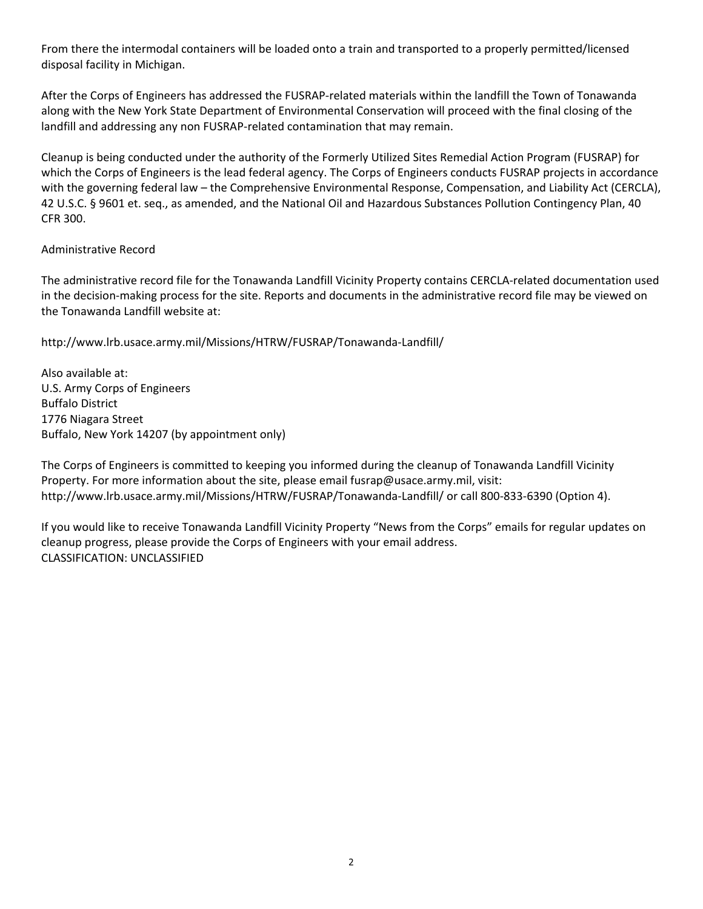From there the intermodal containers will be loaded onto a train and transported to a properly permitted/licensed disposal facility in Michigan.

After the Corps of Engineers has addressed the FUSRAP-related materials within the landfill the Town of Tonawanda along with the New York State Department of Environmental Conservation will proceed with the final closing of the landfill and addressing any non FUSRAP-related contamination that may remain.

Cleanup is being conducted under the authority of the Formerly Utilized Sites Remedial Action Program (FUSRAP) for which the Corps of Engineers is the lead federal agency. The Corps of Engineers conducts FUSRAP projects in accordance with the governing federal law – the Comprehensive Environmental Response, Compensation, and Liability Act (CERCLA), 42 U.S.C. § 9601 et. seq., as amended, and the National Oil and Hazardous Substances Pollution Contingency Plan, 40 CFR 300.

Administrative Record

The administrative record file for the Tonawanda Landfill Vicinity Property contains CERCLA-related documentation used in the decision-making process for the site. Reports and documents in the administrative record file may be viewed on the Tonawanda Landfill website at:

http://www.lrb.usace.army.mil/Missions/HTRW/FUSRAP/Tonawanda-Landfill/

Also available at:
U.S. Army Corps of Engineers
Buffalo District
1776 Niagara Street
Buffalo, New York 14207 (by appointment only)

The Corps of Engineers is committed to keeping you informed during the cleanup of Tonawanda Landfill Vicinity Property. For more information about the site, please email fusrap@usace.army.mil, visit: http://www.lrb.usace.army.mil/Missions/HTRW/FUSRAP/Tonawanda-Landfill/ or call 800-833-6390 (Option 4).

If you would like to receive Tonawanda Landfill Vicinity Property "News from the Corps" emails for regular updates on cleanup progress, please provide the Corps of Engineers with your email address.
CLASSIFICATION: UNCLASSIFIED